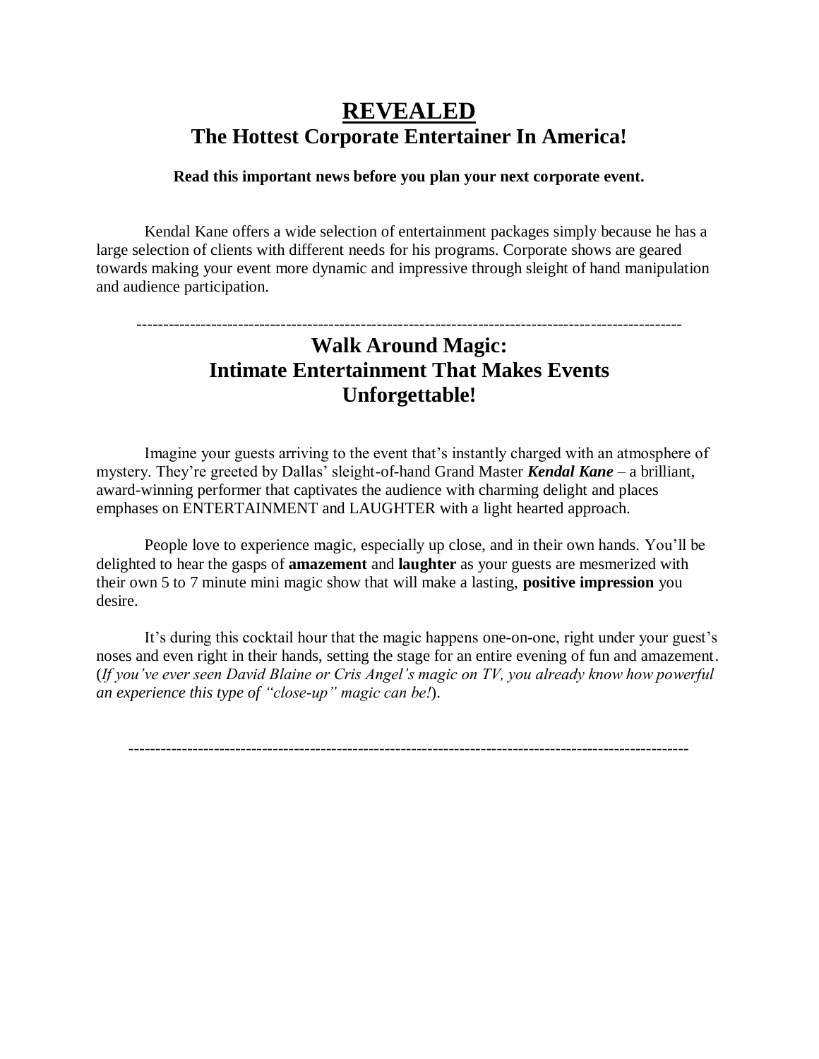# <u>REVEALED</u>

## The Hottest Corporate Entertainer In America!

**Read this important news before you plan your next corporate event.**

Kendal Kane offers a wide selection of entertainment packages simply because he has a large selection of clients with different needs for his programs. Corporate shows are geared towards making your event more dynamic and impressive through sleight of hand manipulation and audience participation.

---

## Walk Around Magic: Intimate Entertainment That Makes Events Unforgettable!

Imagine your guests arriving to the event that's instantly charged with an atmosphere of mystery. They're greeted by Dallas' sleight-of-hand Grand Master ***Kendal Kane*** – a brilliant, award-winning performer that captivates the audience with charming delight and places emphases on ENTERTAINMENT and LAUGHTER with a light hearted approach.

People love to experience magic, especially up close, and in their own hands. You'll be delighted to hear the gasps of **amazement** and **laughter** as your guests are mesmerized with their own 5 to 7 minute mini magic show that will make a lasting, **positive impression** you desire.

It's during this cocktail hour that the magic happens one-on-one, right under your guest's noses and even right in their hands, setting the stage for an entire evening of fun and amazement. (*If you've ever seen David Blaine or Cris Angel's magic on TV, you already know how powerful an experience this type of "close-up" magic can be!*).

---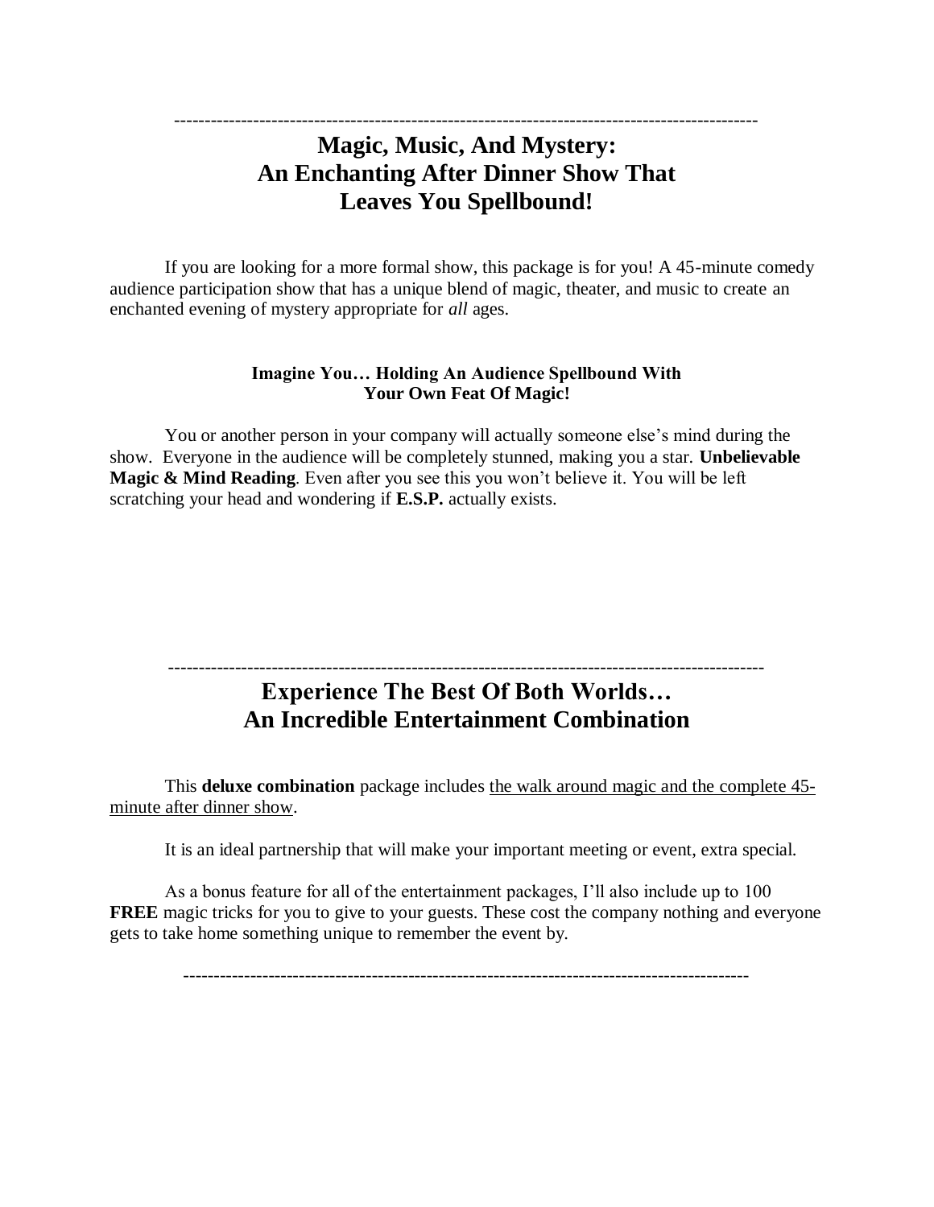---

## Magic, Music, And Mystery: An Enchanting After Dinner Show That Leaves You Spellbound!

If you are looking for a more formal show, this package is for you! A 45-minute comedy audience participation show that has a unique blend of magic, theater, and music to create an enchanted evening of mystery appropriate for *all* ages.

### Imagine You… Holding An Audience Spellbound With Your Own Feat Of Magic!

You or another person in your company will actually someone else's mind during the show. Everyone in the audience will be completely stunned, making you a star. **Unbelievable Magic & Mind Reading**. Even after you see this you won't believe it. You will be left scratching your head and wondering if **E.S.P.** actually exists.

---

## Experience The Best Of Both Worlds… An Incredible Entertainment Combination

This **deluxe combination** package includes <u>the walk around magic and the complete 45-minute after dinner show</u>.

It is an ideal partnership that will make your important meeting or event, extra special.

As a bonus feature for all of the entertainment packages, I'll also include up to 100 **FREE** magic tricks for you to give to your guests. These cost the company nothing and everyone gets to take home something unique to remember the event by.

---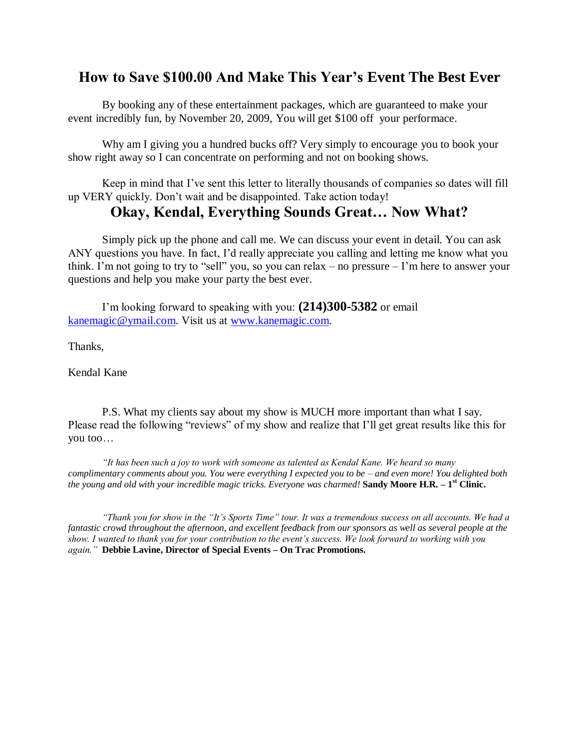## How to Save $100.00 And Make This Year's Event The Best Ever

By booking any of these entertainment packages, which are guaranteed to make your event incredibly fun, by November 20, 2009, You will get $100 off your performace.

Why am I giving you a hundred bucks off? Very simply to encourage you to book your show right away so I can concentrate on performing and not on booking shows.

Keep in mind that I've sent this letter to literally thousands of companies so dates will fill up VERY quickly. Don't wait and be disappointed. Take action today!

## Okay, Kendal, Everything Sounds Great… Now What?

Simply pick up the phone and call me. We can discuss your event in detail. You can ask ANY questions you have. In fact, I'd really appreciate you calling and letting me know what you think. I'm not going to try to "sell" you, so you can relax – no pressure – I'm here to answer your questions and help you make your party the best ever.

I'm looking forward to speaking with you: **(214)300-5382** or email [kanemagic@ymail.com](mailto:kanemagic@ymail.com). Visit us at [www.kanemagic.com](http://www.kanemagic.com).

Thanks,

Kendal Kane

P.S. What my clients say about my show is MUCH more important than what I say. Please read the following "reviews" of my show and realize that I'll get great results like this for you too…

*"It has been such a joy to work with someone as talented as Kendal Kane. We heard so many complimentary comments about you. You were everything I expected you to be – and even more! You delighted both the young and old with your incredible magic tricks. Everyone was charmed!* **Sandy Moore H.R. – 1st Clinic.**

*"Thank you for show in the "It's Sports Time" tour. It was a tremendous success on all accounts. We had a fantastic crowd throughout the afternoon, and excellent feedback from our sponsors as well as several people at the show. I wanted to thank you for your contribution to the event's success. We look forward to working with you again."* **Debbie Lavine, Director of Special Events – On Trac Promotions.**